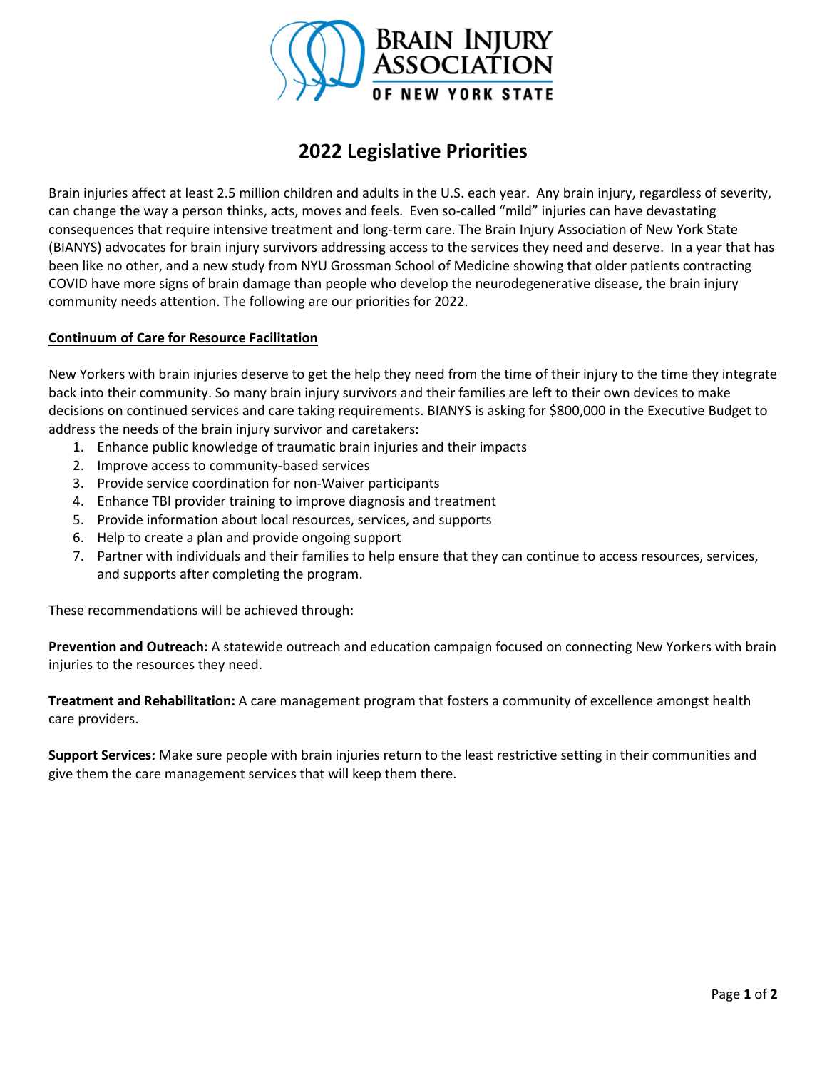# 2022 Legislative Priorities

Brain injuries affect at least 2.5 million children and adults in the U.S. each year. Any brain injury, regardless of severity, can change the way a person thinks, acts, moves and feels. Even so-called "mild" injuries can have devastating consequences that require intensive treatment and long-term care. The Brain Injury Association of New York State (BIANYS) advocates for brain injury survivors addressing access to the services they need and deserve. In a year that has been like no other, and a new study from NYU Grossman School of Medicine showing that older patients contracting COVID have more signs of brain damage than people who develop the neurodegenerative disease, the brain injury community needs attention. The following are our priorities for 2022.

## Continuum of Care for Resource Facilitation

New Yorkers with brain injuries deserve to get the help they need from the time of their injury to the time they integrate back into their community. So many brain injury survivors and their families are left to their own devices to make decisions on continued services and care taking requirements. BIANYS is asking for $800,000 in the Executive Budget to address the needs of the brain injury survivor and caretakers:

1. Enhance public knowledge of traumatic brain injuries and their impacts
2. Improve access to community-based services
3. Provide service coordination for non-Waiver participants
4. Enhance TBI provider training to improve diagnosis and treatment
5. Provide information about local resources, services, and supports
6. Help to create a plan and provide ongoing support
7. Partner with individuals and their families to help ensure that they can continue to access resources, services, and supports after completing the program.

These recommendations will be achieved through:

**Prevention and Outreach:** A statewide outreach and education campaign focused on connecting New Yorkers with brain injuries to the resources they need.

**Treatment and Rehabilitation:** A care management program that fosters a community of excellence amongst health care providers.

**Support Services:** Make sure people with brain injuries return to the least restrictive setting in their communities and give them the care management services that will keep them there.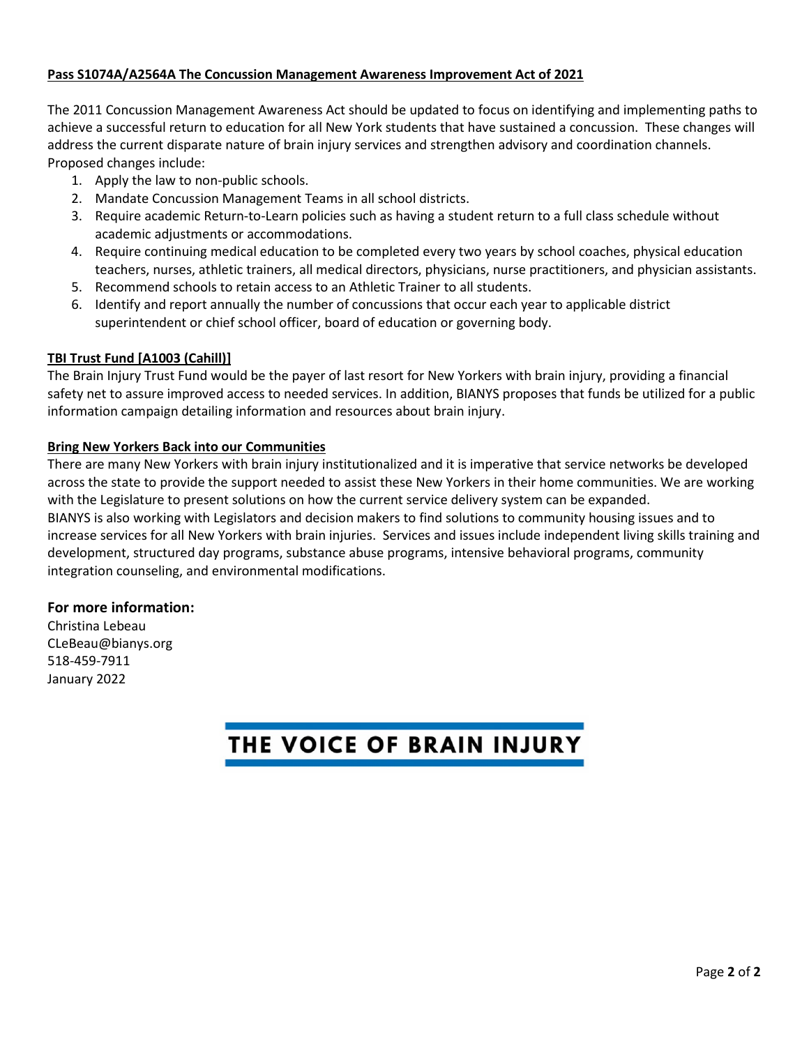**Pass S1074A/A2564A The Concussion Management Awareness Improvement Act of 2021**

The 2011 Concussion Management Awareness Act should be updated to focus on identifying and implementing paths to achieve a successful return to education for all New York students that have sustained a concussion. These changes will address the current disparate nature of brain injury services and strengthen advisory and coordination channels. Proposed changes include:

1. Apply the law to non-public schools.
2. Mandate Concussion Management Teams in all school districts.
3. Require academic Return-to-Learn policies such as having a student return to a full class schedule without academic adjustments or accommodations.
4. Require continuing medical education to be completed every two years by school coaches, physical education teachers, nurses, athletic trainers, all medical directors, physicians, nurse practitioners, and physician assistants.
5. Recommend schools to retain access to an Athletic Trainer to all students.
6. Identify and report annually the number of concussions that occur each year to applicable district superintendent or chief school officer, board of education or governing body.

**TBI Trust Fund [A1003 (Cahill)]**

The Brain Injury Trust Fund would be the payer of last resort for New Yorkers with brain injury, providing a financial safety net to assure improved access to needed services. In addition, BIANYS proposes that funds be utilized for a public information campaign detailing information and resources about brain injury.

**Bring New Yorkers Back into our Communities**

There are many New Yorkers with brain injury institutionalized and it is imperative that service networks be developed across the state to provide the support needed to assist these New Yorkers in their home communities. We are working with the Legislature to present solutions on how the current service delivery system can be expanded.
BIANYS is also working with Legislators and decision makers to find solutions to community housing issues and to increase services for all New Yorkers with brain injuries. Services and issues include independent living skills training and development, structured day programs, substance abuse programs, intensive behavioral programs, community integration counseling, and environmental modifications.

## For more information:

Christina Lebeau
CLeBeau@bianys.org
518-459-7911
January 2022

**THE VOICE OF BRAIN INJURY**